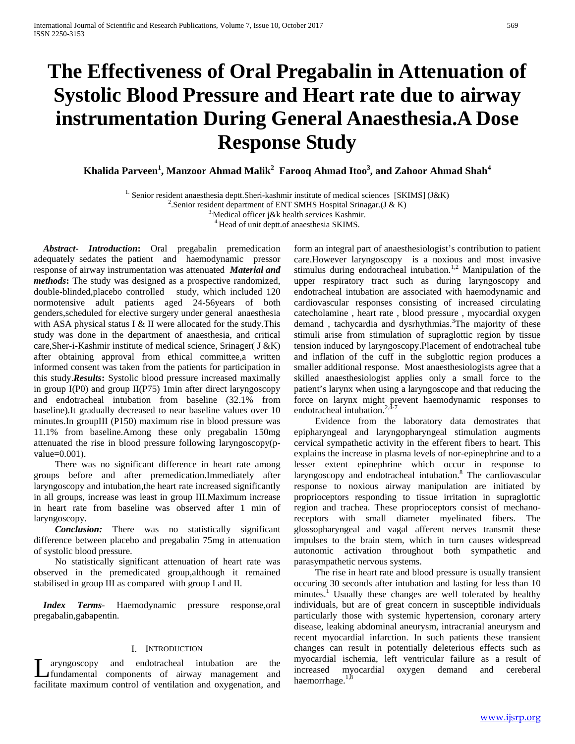# The Effectiveness of Oral Pregabalin in Attenuation of Systolic Blood Pressure and Heart rate due to airway instrumentation During General Anaesthesia.A Dose Response Study

**Khalida Parveen[1], Manzoor Ahmad Malik[2] Farooq Ahmad Itoo[3], and Zahoor Ahmad Shah[4]**

[1.] Senior resident anaesthesia deptt.Sheri-kashmir institute of medical sciences [SKIMS] (J&K)
[2].Senior resident department of ENT SMHS Hospital Srinagar.(J & K)
[3.]Medical officer j&k health services Kashmir.
[4.]Head of unit deptt.of anaesthesia SKIMS.

***Abstract- Introduction*:** Oral pregabalin premedication adequately sedates the patient and haemodynamic pressor response of airway instrumentation was attenuated ***Material and methods*:** The study was designed as a prospective randomized, double-blinded,placebo controlled study, which included 120 normotensive adult patients aged 24-56years of both genders,scheduled for elective surgery under general anaesthesia with ASA physical status I & II were allocated for the study.This study was done in the department of anaesthesia, and critical care,Sher-i-Kashmir institute of medical science, Srinager( J &K) after obtaining approval from ethical committee,a written informed consent was taken from the patients for participation in this study.***Results*:** Systolic blood pressure increased maximally in group I(P0) and group II(P75) 1min after direct laryngoscopy and endotracheal intubation from baseline (32.1% from baseline).It gradually decreased to near baseline values over 10 minutes.In groupIII (P150) maximum rise in blood pressure was 11.1% from baseline.Among these only pregabalin 150mg attenuated the rise in blood pressure following laryngoscopy(p-value=0.001).

There was no significant difference in heart rate among groups before and after premedication.Immediately after laryngoscopy and intubation,the heart rate increased significantly in all groups, increase was least in group III.Maximum increase in heart rate from baseline was observed after 1 min of laryngoscopy.

***Conclusion:*** There was no statistically significant difference between placebo and pregabalin 75mg in attenuation of systolic blood pressure.

No statistically significant attenuation of heart rate was observed in the premedicated group,although it remained stabilised in group III as compared with group I and II.

***Index Terms***- Haemodynamic pressure response,oral pregabalin,gabapentin.

## I. Introduction

Laryngoscopy and endotracheal intubation are the fundamental components of airway management and facilitate maximum control of ventilation and oxygenation, and form an integral part of anaesthesiologist's contribution to patient care.However laryngoscopy is a noxious and most invasive stimulus during endotracheal intubation.[1,2] Manipulation of the upper respiratory tract such as during laryngoscopy and endotracheal intubation are associated with haemodynamic and cardiovascular responses consisting of increased circulating catecholamine , heart rate , blood pressure , myocardial oxygen demand , tachycardia and dysrhythmias.[3]The majority of these stimuli arise from stimulation of supraglottic region by tissue tension induced by laryngoscopy.Placement of endotracheal tube and inflation of the cuff in the subglottic region produces a smaller additional response. Most anaesthesiologists agree that a skilled anaesthesiologist applies only a small force to the patient's larynx when using a laryngoscope and that reducing the force on larynx might prevent haemodynamic responses to endotracheal intubation.[2,4-7]

Evidence from the laboratory data demostrates that epipharyngeal and laryngopharyngeal stimulation augments cervical sympathetic activity in the efferent fibers to heart. This explains the increase in plasma levels of nor-epinephrine and to a lesser extent epinephrine which occur in response to laryngoscopy and endotracheal intubation.[8] The cardiovascular response to noxious airway manipulation are initiated by proprioceptors responding to tissue irritation in supraglottic region and trachea. These proprioceptors consist of mechano-receptors with small diameter myelinated fibers. The glossopharyngeal and vagal afferent nerves transmit these impulses to the brain stem, which in turn causes widespread autonomic activation throughout both sympathetic and parasympathetic nervous systems.

The rise in heart rate and blood pressure is usually transient occuring 30 seconds after intubation and lasting for less than 10 minutes.[1] Usually these changes are well tolerated by healthy individuals, but are of great concern in susceptible individuals particularly those with systemic hypertension, coronary artery disease, leaking abdominal aneurysm, intracranial aneurysm and recent myocardial infarction. In such patients these transient changes can result in potentially deleterious effects such as myocardial ischemia, left ventricular failure as a result of increased myocardial oxygen demand and cereberal haemorrhage.[1,8]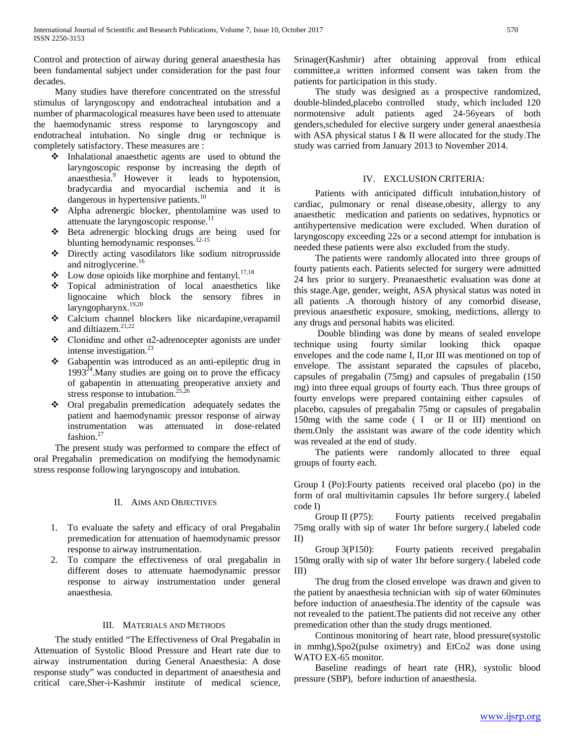Control and protection of airway during general anaesthesia has been fundamental subject under consideration for the past four decades.

Many studies have therefore concentrated on the stressful stimulus of laryngoscopy and endotracheal intubation and a number of pharmacological measures have been used to attenuate the haemodynamic stress response to laryngoscopy and endotracheal intubation. No single drug or technique is completely satisfactory. These measures are :

- Inhalational anaesthetic agents are used to obtund the laryngoscopic response by increasing the depth of anaesthesia.[9] However it leads to hypotension, bradycardia and myocardial ischemia and it is dangerous in hypertensive patients.[10]
- Alpha adrenergic blocker, phentolamine was used to attenuate the laryngoscopic response.[11]
- Beta adrenergic blocking drugs are being used for blunting hemodynamic responses.[12-15]
- Directly acting vasodilators like sodium nitroprusside and nitroglycerine.[16]
- Low dose opioids like morphine and fentanyl.[17,18]
- Topical administration of local anaesthetics like lignocaine which block the sensory fibres in laryngopharynx.[19,20]
- Calcium channel blockers like nicardapine,verapamil and diltiazem.[21,22]
- Clonidine and other α2-adrenocepter agonists are under intense investigation.[23]
- Gabapentin was introduced as an anti-epileptic drug in 1993[24].Many studies are going on to prove the efficacy of gabapentin in attenuating preoperative anxiety and stress response to intubation.[25,26]
- Oral pregabalin premedication adequately sedates the patient and haemodynamic pressor response of airway instrumentation was attenuated in dose-related fashion.[27]

The present study was performed to compare the effect of oral Pregabalin premedication on modifying the hemodynamic stress response following laryngoscopy and intubation.

## II. Aims and Objectives

1. To evaluate the safety and efficacy of oral Pregabalin premedication for attenuation of haemodynamic pressor response to airway instrumentation.
2. To compare the effectiveness of oral pregabalin in different doses to attenuate haemodynamic pressor response to airway instrumentation under general anaesthesia.

## III. Materials and Methods

The study entitled "The Effectiveness of Oral Pregabalin in Attenuation of Systolic Blood Pressure and Heart rate due to airway instrumentation during General Anaesthesia: A dose response study" was conducted in department of anaesthesia and critical care,Sher-i-Kashmir institute of medical science, Srinager(Kashmir) after obtaining approval from ethical committee,a written informed consent was taken from the patients for participation in this study.

The study was designed as a prospective randomized, double-blinded,placebo controlled study, which included 120 normotensive adult patients aged 24-56years of both genders,scheduled for elective surgery under general anaesthesia with ASA physical status I & II were allocated for the study.The study was carried from January 2013 to November 2014.

## IV. Exclusion Criteria:

Patients with anticipated difficult intubation,history of cardiac, pulmonary or renal disease,obesity, allergy to any anaesthetic medication and patients on sedatives, hypnotics or antihypertensive medication were excluded. When duration of laryngoscopy exceeding 22s or a second attempt for intubation is needed these patients were also excluded from the study.

The patients were randomly allocated into three groups of fourty patients each. Patients selected for surgery were admitted 24 hrs prior to surgery. Preanaesthetic evaluation was done at this stage.Age, gender, weight, ASA physical status was noted in all patients .A thorough history of any comorbid disease, previous anaesthetic exposure, smoking, medictions, allergy to any drugs and personal habits was elicited.

Double blinding was done by means of sealed envelope technique using fourty similar looking thick opaque envelopes and the code name I, II,or III was mentioned on top of envelope. The assistant separated the capsules of placebo, capsules of pregabalin (75mg) and capsules of pregabalin (150 mg) into three equal groups of fourty each. Thus three groups of fourty envelops were prepared containing either capsules of placebo, capsules of pregabalin 75mg or capsules of pregabalin 150mg with the same code ( I or II or III) mentiond on them.Only the assistant was aware of the code identity which was revealed at the end of study.

The patients were randomly allocated to three equal groups of fourty each.

Group I (Po):Fourty patients received oral placebo (po) in the form of oral multivitamin capsules 1hr before surgery.( labeled code I)

Group II (P75): Fourty patients received pregabalin 75mg orally with sip of water 1hr before surgery.( labeled code II)

Group 3(P150): Fourty patients received pregabalin 150mg orally with sip of water 1hr before surgery.( labeled code III)

The drug from the closed envelope was drawn and given to the patient by anaesthesia technician with sip of water 60minutes before induction of anaesthesia.The identity of the capsule was not revealed to the patient.The patients did not receive any other premedication other than the study drugs mentioned.

Continous monitoring of heart rate, blood pressure(systolic in mmhg),Spo2(pulse oximetry) and EtCo2 was done using WATO EX-65 monitor.

Baseline readings of heart rate (HR), systolic blood pressure (SBP), before induction of anaesthesia.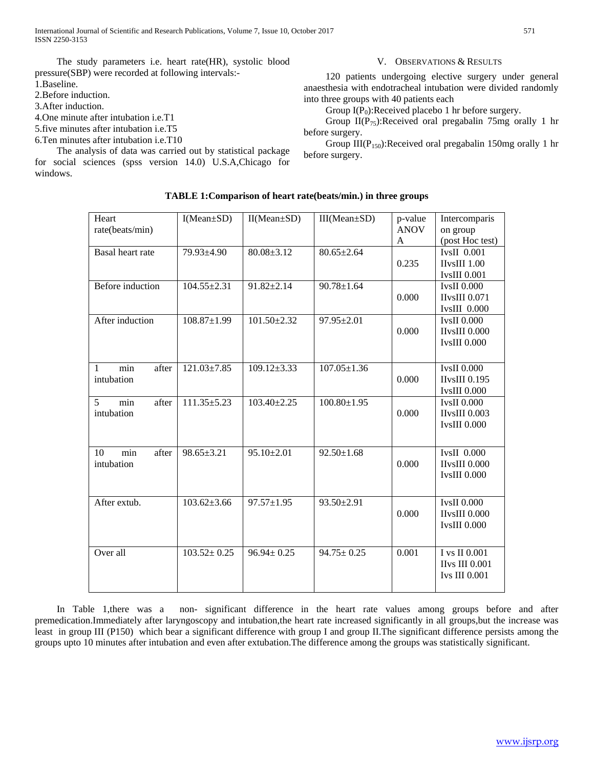The study parameters i.e. heart rate(HR), systolic blood pressure(SBP) were recorded at following intervals:-

1.Baseline.
2.Before induction.
3.After induction.
4.One minute after intubation i.e.T1
5.five minutes after intubation i.e.T5
6.Ten minutes after intubation i.e.T10

The analysis of data was carried out by statistical package for social sciences (spss version 14.0) U.S.A,Chicago for windows.

## V. Observations & Results

120 patients undergoing elective surgery under general anaesthesia with endotracheal intubation were divided randomly into three groups with 40 patients each

Group I($P_0$):Received placebo 1 hr before surgery.

Group II($P_{75}$):Received oral pregabalin 75mg orally 1 hr before surgery.

Group III($P_{150}$):Received oral pregabalin 150mg orally 1 hr before surgery.

**TABLE 1:Comparison of heart rate(beats/min.) in three groups**

| Heart rate(beats/min) | I(Mean±SD) | II(Mean±SD) | III(Mean±SD) | p-value ANOVA | Intercomparison group (post Hoc test) |
|---|---|---|---|---|---|
| Basal heart rate | 79.93±4.90 | 80.08±3.12 | 80.65±2.64 | 0.235 | IvsII 0.001<br>IIvsIII 1.00<br>IvsIII 0.001 |
| Before induction | 104.55±2.31 | 91.82±2.14 | 90.78±1.64 | 0.000 | IvsII 0.000<br>IIvsIII 0.071<br>IvsIII 0.000 |
| After induction | 108.87±1.99 | 101.50±2.32 | 97.95±2.01 | 0.000 | IvsII 0.000<br>IIvsIII 0.000<br>IvsIII 0.000 |
| 1 min after intubation | 121.03±7.85 | 109.12±3.33 | 107.05±1.36 | 0.000 | IvsII 0.000<br>IIvsIII 0.195<br>IvsIII 0.000 |
| 5 min after intubation | 111.35±5.23 | 103.40±2.25 | 100.80±1.95 | 0.000 | IvsII 0.000<br>IIvsIII 0.003<br>IvsIII 0.000 |
| 10 min after intubation | 98.65±3.21 | 95.10±2.01 | 92.50±1.68 | 0.000 | IvsII 0.000<br>IIvsIII 0.000<br>IvsIII 0.000 |
| After extub. | 103.62±3.66 | 97.57±1.95 | 93.50±2.91 | 0.000 | IvsII 0.000<br>IIvsIII 0.000<br>IvsIII 0.000 |
| Over all | 103.52± 0.25 | 96.94± 0.25 | 94.75± 0.25 | 0.001 | I vs II 0.001<br>IIvs III 0.001<br>Ivs III 0.001 |

In Table 1,there was a non- significant difference in the heart rate values among groups before and after premedication.Immediately after laryngoscopy and intubation,the heart rate increased significantly in all groups,but the increase was least in group III (P150) which bear a significant difference with group I and group II.The significant difference persists among the groups upto 10 minutes after intubation and even after extubation.The difference among the groups was statistically significant.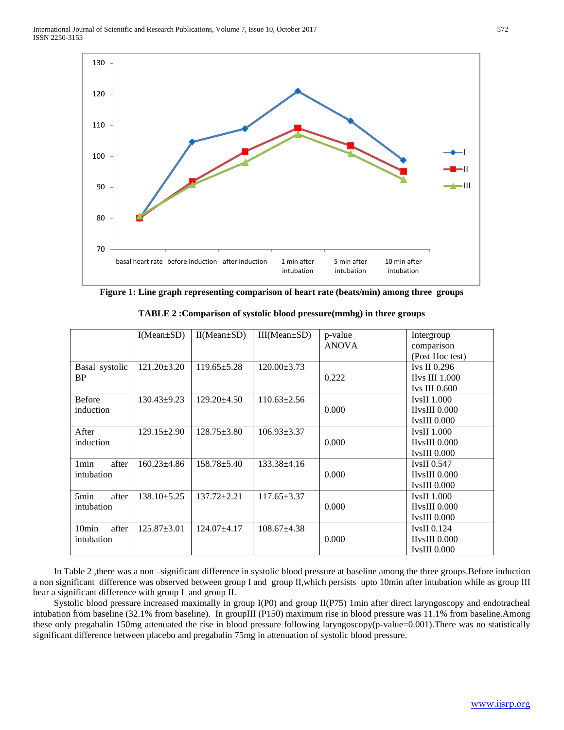Figure 1: Line graph representing comparison of heart rate (beats/min) among three groups

**TABLE 2 :Comparison of systolic blood pressure(mmhg) in three groups**

| | I(Mean±SD) | II(Mean±SD) | III(Mean±SD) | p-value ANOVA | Intergroup comparison (Post Hoc test) |
|---|---|---|---|---|---|
| Basal systolic BP | 121.20±3.20 | 119.65±5.28 | 120.00±3.73 | 0.222 | Ivs II 0.296 IIvs III 1.000 Ivs III 0.600 |
| Before induction | 130.43±9.23 | 129.20±4.50 | 110.63±2.56 | 0.000 | IvsII 1.000 IIvsIII 0.000 IvsIII 0.000 |
| After induction | 129.15±2.90 | 128.75±3.80 | 106.93±3.37 | 0.000 | IvsII 1.000 IIvsIII 0.000 IvsIII 0.000 |
| 1min after intubation | 160.23±4.86 | 158.78±5.40 | 133.38±4.16 | 0.000 | IvsII 0.547 IIvsIII 0.000 IvsIII 0.000 |
| 5min after intubation | 138.10±5.25 | 137.72±2.21 | 117.65±3.37 | 0.000 | IvsII 1.000 IIvsIII 0.000 IvsIII 0.000 |
| 10min after intubation | 125.87±3.01 | 124.07±4.17 | 108.67±4.38 | 0.000 | IvsII 0.124 IIvsIII 0.000 IvsIII 0.000 |

In Table 2 ,there was a non –significant difference in systolic blood pressure at baseline among the three groups.Before induction a non significant difference was observed between group I and group II,which persists upto 10min after intubation while as group III bear a significant difference with group I and group II.

Systolic blood pressure increased maximally in group I(P0) and group II(P75) 1min after direct laryngoscopy and endotracheal intubation from baseline (32.1% from baseline). In groupIII (P150) maximum rise in blood pressure was 11.1% from baseline.Among these only pregabalin 150mg attenuated the rise in blood pressure following laryngoscopy(p-value=0.001).There was no statistically significant difference between placebo and pregabalin 75mg in attenuation of systolic blood pressure.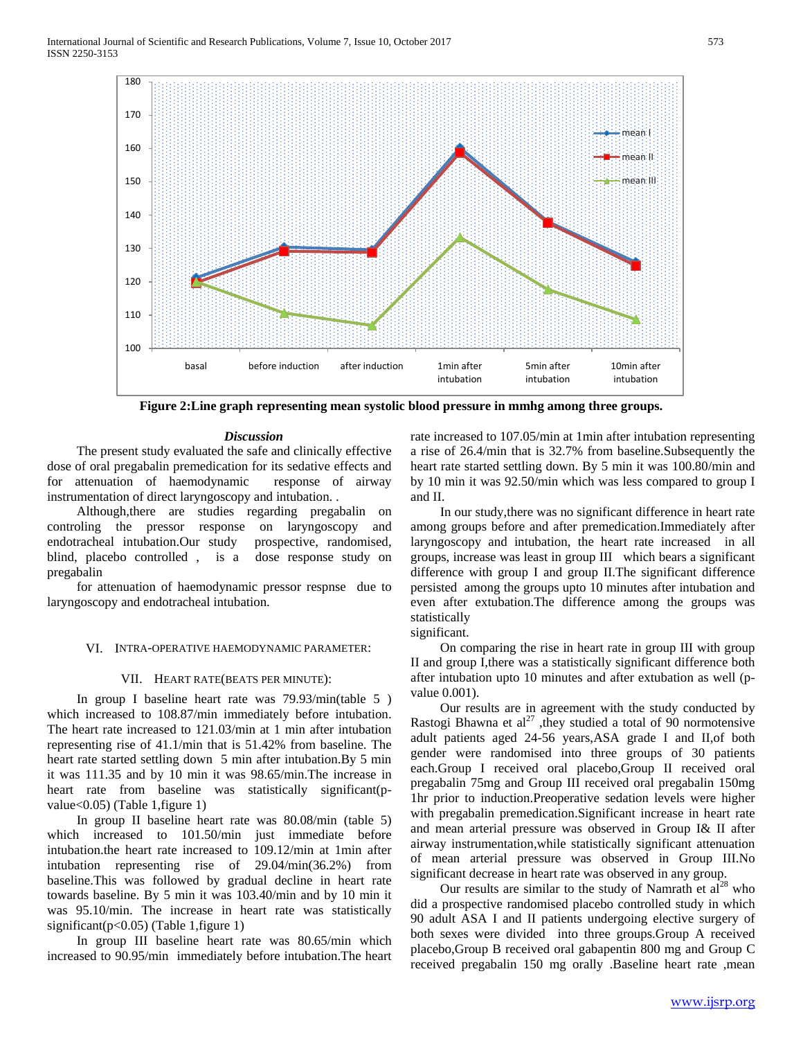**Figure 2:Line graph representing mean systolic blood pressure in mmhg among three groups.**

### *Discussion*

The present study evaluated the safe and clinically effective dose of oral pregabalin premedication for its sedative effects and for attenuation of haemodynamic response of airway instrumentation of direct laryngoscopy and intubation. .

Although,there are studies regarding pregabalin on controling the pressor response on laryngoscopy and endotracheal intubation.Our study prospective, randomised, blind, placebo controlled , is a dose response study on pregabalin

for attenuation of haemodynamic pressor respnse due to laryngoscopy and endotracheal intubation.

## VI. Intra-operative haemodynamic parameter:

### VII. Heart rate(beats per minute):

In group I baseline heart rate was 79.93/min(table 5 ) which increased to 108.87/min immediately before intubation. The heart rate increased to 121.03/min at 1 min after intubation representing rise of 41.1/min that is 51.42% from baseline. The heart rate started settling down 5 min after intubation.By 5 min it was 111.35 and by 10 min it was 98.65/min.The increase in heart rate from baseline was statistically significant(p-value<0.05) (Table 1,figure 1)

In group II baseline heart rate was 80.08/min (table 5) which increased to 101.50/min just immediate before intubation.the heart rate increased to 109.12/min at 1min after intubation representing rise of 29.04/min(36.2%) from baseline.This was followed by gradual decline in heart rate towards baseline. By 5 min it was 103.40/min and by 10 min it was 95.10/min. The increase in heart rate was statistically significant(p<0.05) (Table 1,figure 1)

In group III baseline heart rate was 80.65/min which increased to 90.95/min immediately before intubation.The heart rate increased to 107.05/min at 1min after intubation representing a rise of 26.4/min that is 32.7% from baseline.Subsequently the heart rate started settling down. By 5 min it was 100.80/min and by 10 min it was 92.50/min which was less compared to group I and II.

In our study,there was no significant difference in heart rate among groups before and after premedication.Immediately after laryngoscopy and intubation, the heart rate increased in all groups, increase was least in group III which bears a significant difference with group I and group II.The significant difference persisted among the groups upto 10 minutes after intubation and even after extubation.The difference among the groups was statistically
significant.

On comparing the rise in heart rate in group III with group II and group I,there was a statistically significant difference both after intubation upto 10 minutes and after extubation as well (p-value 0.001).

Our results are in agreement with the study conducted by Rastogi Bhawna et al[27] ,they studied a total of 90 normotensive adult patients aged 24-56 years,ASA grade I and II,of both gender were randomised into three groups of 30 patients each.Group I received oral placebo,Group II received oral pregabalin 75mg and Group III received oral pregabalin 150mg 1hr prior to induction.Preoperative sedation levels were higher with pregabalin premedication.Significant increase in heart rate and mean arterial pressure was observed in Group I& II after airway instrumentation,while statistically significant attenuation of mean arterial pressure was observed in Group III.No significant decrease in heart rate was observed in any group.

Our results are similar to the study of Namrath et al[28] who did a prospective randomised placebo controlled study in which 90 adult ASA I and II patients undergoing elective surgery of both sexes were divided into three groups.Group A received placebo,Group B received oral gabapentin 800 mg and Group C received pregabalin 150 mg orally .Baseline heart rate ,mean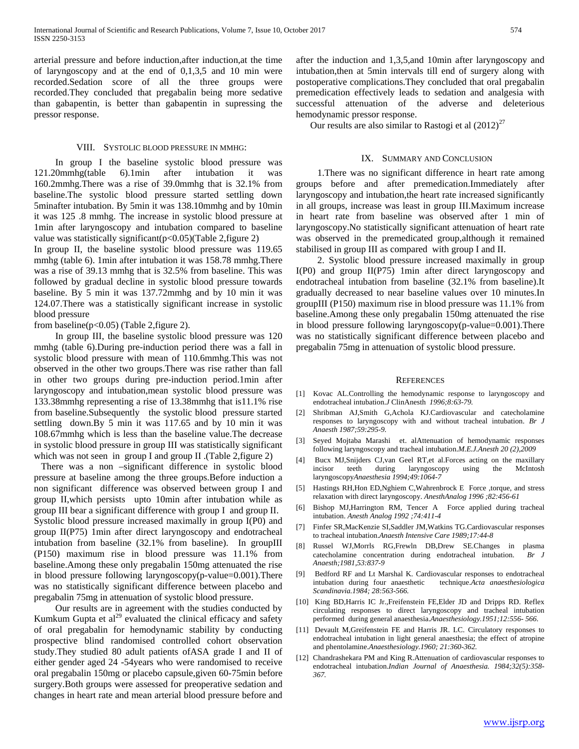arterial pressure and before induction,after induction,at the time of laryngoscopy and at the end of 0,1,3,5 and 10 min were recorded.Sedation score of all the three groups were recorded.They concluded that pregabalin being more sedative than gabapentin, is better than gabapentin in supressing the pressor response.

## VIII. Systolic Blood Pressure in MMHG:

In group I the baseline systolic blood pressure was 121.20mmhg(table 6).1min after intubation it was 160.2mmhg.There was a rise of 39.0mmhg that is 32.1% from baseline.The systolic blood pressure started settling down 5minafter intubation. By 5min it was 138.10mmhg and by 10min it was 125 .8 mmhg. The increase in systolic blood pressure at 1min after laryngoscopy and intubation compared to baseline value was statistically significant($p<0.05$)(Table 2,figure 2)

In group II, the baseline systolic blood pressure was 119.65 mmhg (table 6). 1min after intubation it was 158.78 mmhg.There was a rise of 39.13 mmhg that is 32.5% from baseline. This was followed by gradual decline in systolic blood pressure towards baseline. By 5 min it was 137.72mmhg and by 10 min it was 124.07.There was a statistically significant increase in systolic blood pressure

from baseline($p<0.05$) (Table 2,figure 2).

In group III, the baseline systolic blood pressure was 120 mmhg (table 6).During pre-induction period there was a fall in systolic blood pressure with mean of 110.6mmhg.This was not observed in the other two groups.There was rise rather than fall in other two groups during pre-induction period.1min after laryngoscopy and intubation,mean systolic blood pressure was 133.38mmhg representing a rise of 13.38mmhg that is11.1% rise from baseline.Subsequently the systolic blood pressure started settling down.By 5 min it was 117.65 and by 10 min it was 108.67mmhg which is less than the baseline value.The decrease in systolic blood pressure in group III was statistically significant which was not seen in group I and group II .(Table 2,figure 2)

There was a non –significant difference in systolic blood pressure at baseline among the three groups.Before induction a non significant difference was observed between group I and group II,which persists upto 10min after intubation while as group III bear a significant difference with group I and group II.

Systolic blood pressure increased maximally in group I(P0) and group II(P75) 1min after direct laryngoscopy and endotracheal intubation from baseline (32.1% from baseline). In groupIII (P150) maximum rise in blood pressure was 11.1% from baseline.Among these only pregabalin 150mg attenuated the rise in blood pressure following laryngoscopy(p-value=0.001).There was no statistically significant difference between placebo and pregabalin 75mg in attenuation of systolic blood pressure.

Our results are in agreement with the studies conducted by Kumkum Gupta et al[29] evaluated the clinical efficacy and safety of oral pregabalin for hemodynamic stability by conducting prospective blind randomised controlled cohort observation study.They studied 80 adult patients ofASA grade I and II of either gender aged 24 -54years who were randomised to receive oral pregabalin 150mg or placebo capsule,given 60-75min before surgery.Both groups were assessed for preoperative sedation and changes in heart rate and mean arterial blood pressure before and after the induction and 1,3,5,and 10min after laryngoscopy and intubation,then at 5min intervals till end of surgery along with postoperative complications.They concluded that oral pregabalin premedication effectively leads to sedation and analgesia with successful attenuation of the adverse and deleterious hemodynamic pressor response.

Our results are also similar to Rastogi et al (2012)[27]

## IX. Summary and Conclusion

1.There was no significant difference in heart rate among groups before and after premedication.Immediately after laryngoscopy and intubation,the heart rate increased significantly in all groups, increase was least in group III.Maximum increase in heart rate from baseline was observed after 1 min of laryngoscopy.No statistically significant attenuation of heart rate was observed in the premedicated group,although it remained stabilised in group III as compared with group I and II.

2. Systolic blood pressure increased maximally in group I(P0) and group II(P75) 1min after direct laryngoscopy and endotracheal intubation from baseline (32.1% from baseline).It gradually decreased to near baseline values over 10 minutes.In groupIII (P150) maximum rise in blood pressure was 11.1% from baseline.Among these only pregabalin 150mg attenuated the rise in blood pressure following laryngoscopy(p-value=0.001).There was no statistically significant difference between placebo and pregabalin 75mg in attenuation of systolic blood pressure.

## References

[1] Kovac AL.Controlling the hemodynamic response to laryngoscopy and endotracheal intubation.*J* ClinAnesth *1996;8:63-79.*

[2] Shribman AJ,Smith G,Achola KJ.Cardiovascular and catecholamine responses to laryngoscopy with and without tracheal intubation. *Br J Anaesth 1987;59:295-9.*

[3] Seyed Mojtaba Marashi et. alAttenuation of hemodynamic responses following laryngoscopy and tracheal intubation.*M.E.J.Anesth 20 (2),2009*

[4] Bucx MJ,Snijders CJ,van Geel RT,et al.Forces acting on the maxillary incisor teeth during laryngoscopy using the McIntosh laryngoscopy*Anaesthesia 1994;49:1064-7*

[5] Hastings RH,Hon ED,Nghiem C,Wahrenbrock E Force ,torque, and stress relaxation with direct laryngoscopy. *AnesthAnalog 1996 ;82:456-61*

[6] Bishop MJ,Harrington RM, Tencer A Force applied during tracheal intubation. *Anesth Analog 1992 ;74:411-4*

[7] Finfer SR,MacKenzie SI,Saddler JM,Watkins TG.Cardiovascular responses to tracheal intubation.*Anaesth Intensive Care 1989;17:44-8*

[8] Russel WJ,Morrls RG,Frewln DB,Drew SE.Changes in plasma catecholamine concentration during endotracheal intubation. *Br J Anaesth;1981,53:837-9*

[9] Bedford RF and Lt Marshal K. Cardiovascular responses to endotracheal intubation during four anaesthetic technique.*Acta anaesthesiologica Scandinavia.1984; 28:563-566.*

[10] King BD,Harris IC Jr.,Freifenstein FE,Elder JD and Dripps RD. Reflex circulating responses to direct laryngoscopy and tracheal intubation performed during general anaesthesia.*Anaesthesiology.1951;12:556- 566.*

[11] Devault M,Greifenstein FE and Harris JR. LC. Circulatory responses to endotracheal intubation in light general anaesthesia; the effect of atropine and phentolamine.*Anaesthesiology.1960; 21:360-362.*

[12] Chandrashekara PM and King R.Attenuation of cardiovascular responses to endotracheal intubation.*Indian Journal of Anaesthesia. 1984;32(5):358-367.*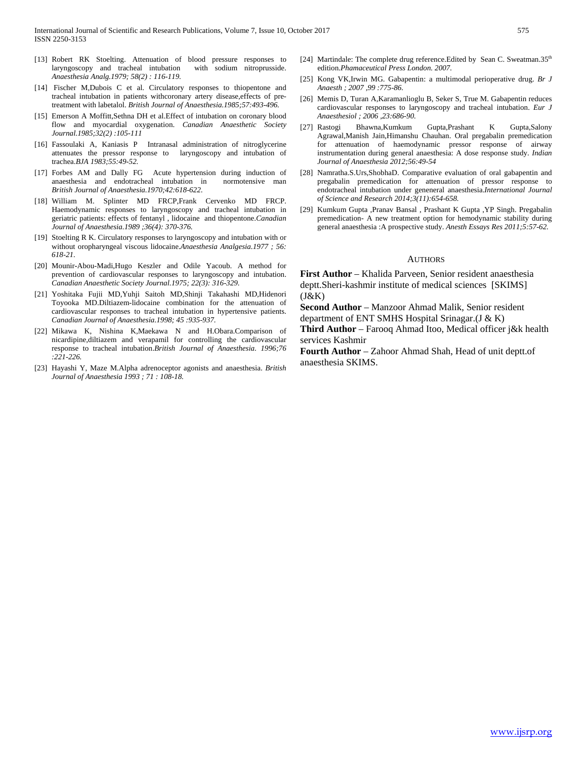[13] Robert RK Stoelting. Attenuation of blood pressure responses to laryngoscopy and tracheal intubation with sodium nitroprusside. *Anaesthesia Analg.1979; 58(2) : 116-119.*

[14] Fischer M,Dubois C et al. Circulatory responses to thiopentone and tracheal intubation in patients withcoronary artery disease,effects of pre-treatment with labetalol. *British Journal of Anaesthesia.1985;57:493-496.*

[15] Emerson A Moffitt,Sethna DH et al.Effect of intubation on coronary blood flow and myocardial oxygenation. *Canadian Anaesthetic Society Journal.1985;32(2) :105-111*

[16] Fassoulaki A, Kaniasis P Intranasal administration of nitroglycerine attenuates the pressor response to laryngoscopy and intubation of trachea.*BJA 1983;55:49-52.*

[17] Forbes AM and Dally FG Acute hypertension during induction of anaesthesia and endotracheal intubation in normotensive man *British Journal of Anaesthesia.1970;42:618-622.*

[18] William M. Splinter MD FRCP,Frank Cervenko MD FRCP. Haemodynamic responses to laryngoscopy and tracheal intubation in geriatric patients: effects of fentanyl , lidocaine and thiopentone.*Canadian Journal of Anaesthesia.1989 ;36(4): 370-376.*

[19] Stoelting R K. Circulatory responses to laryngoscopy and intubation with or without oropharyngeal viscous lidocaine.*Anaesthesia Analgesia.1977 ; 56: 618-21.*

[20] Mounir-Abou-Madi,Hugo Keszler and Odile Yacoub. A method for prevention of cardiovascular responses to laryngoscopy and intubation. *Canadian Anaesthetic Society Journal.1975; 22(3): 316-329.*

[21] Yoshitaka Fujii MD,Yuhji Saitoh MD,Shinji Takahashi MD,Hidenori Toyooka MD.Diltiazem-lidocaine combination for the attenuation of cardiovascular responses to tracheal intubation in hypertensive patients. *Canadian Journal of Anaesthesia.1998; 45 :935-937.*

[22] Mikawa K, Nishina K,Maekawa N and H.Obara.Comparison of nicardipine,diltiazem and verapamil for controlling the cardiovascular response to tracheal intubation.*British Journal of Anaesthesia. 1996;76 :221-226.*

[23] Hayashi Y, Maze M.Alpha adrenoceptor agonists and anaesthesia. *British Journal of Anaesthesia 1993 ; 71 : 108-18.*

[24] Martindale: The complete drug reference.Edited by Sean C. Sweatman.35th edition.*Phamaceutical Press London. 2007.*

[25] Kong VK,Irwin MG. Gabapentin: a multimodal perioperative drug. *Br J Anaesth ; 2007 ,99 :775-86.*

[26] Memis D, Turan A,Karamanlioglu B, Seker S, True M. Gabapentin reduces cardiovascular responses to laryngoscopy and tracheal intubation. *Eur J Anaesthesiol ; 2006 ,23:686-90.*

[27] Rastogi Bhawna,Kumkum Gupta,Prashant K Gupta,Salony Agrawal,Manish Jain,Himanshu Chauhan. Oral pregabalin premedication for attenuation of haemodynamic pressor response of airway instrumentation during general anaesthesia: A dose response study. *Indian Journal of Anaesthesia 2012;56:49-54*

[28] Namratha.S.Urs,ShobhaD. Comparative evaluation of oral gabapentin and pregabalin premedication for attenuation of pressor response to endotracheal intubation under geneneral anaesthesia.*International Journal of Science and Research 2014;3(11):654-658.*

[29] Kumkum Gupta ,Pranav Bansal , Prashant K Gupta ,YP Singh. Pregabalin premedication- A new treatment option for hemodynamic stability during general anaesthesia :A prospective study. *Anesth Essays Res 2011;5:57-62.*

## Authors

**First Author** – Khalida Parveen, Senior resident anaesthesia deptt.Sheri-kashmir institute of medical sciences [SKIMS] (J&K)

**Second Author** – Manzoor Ahmad Malik, Senior resident department of ENT SMHS Hospital Srinagar.(J & K)

**Third Author** – Farooq Ahmad Itoo, Medical officer j&k health services Kashmir

**Fourth Author** – Zahoor Ahmad Shah, Head of unit deptt.of anaesthesia SKIMS.